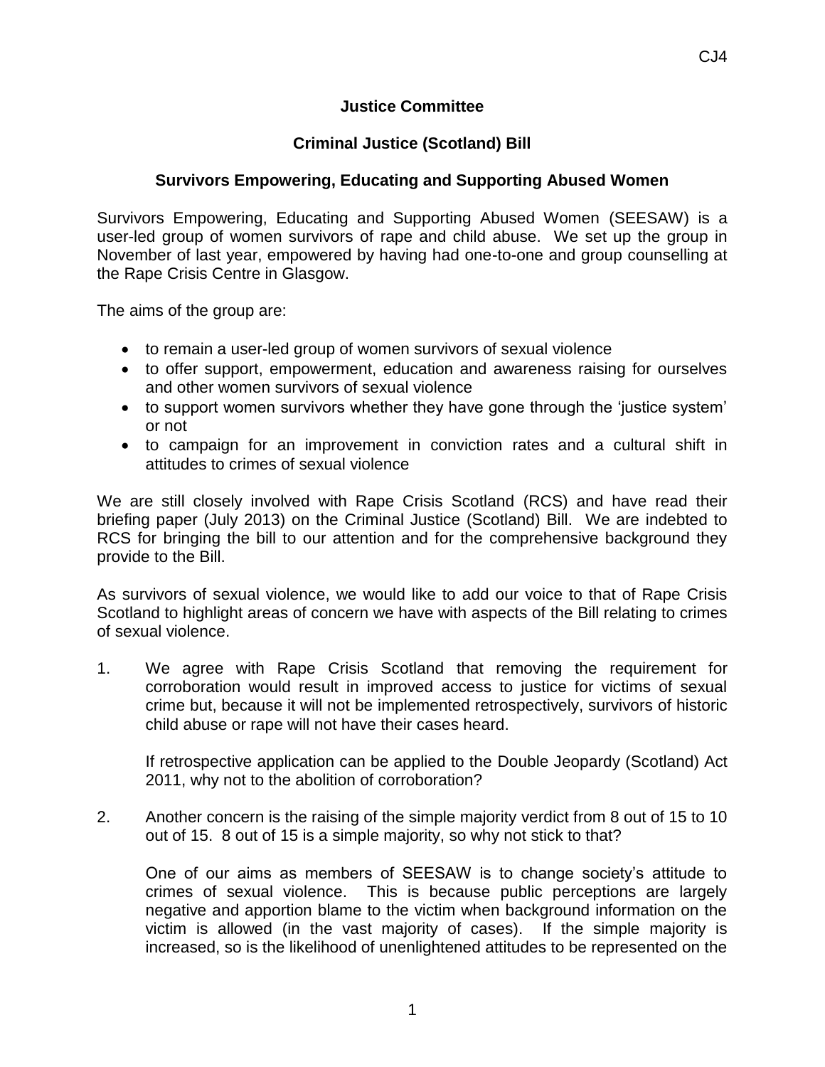**Justice Committee**

**Criminal Justice (Scotland) Bill**

**Survivors Empowering, Educating and Supporting Abused Women**

Survivors Empowering, Educating and Supporting Abused Women (SEESAW) is a user-led group of women survivors of rape and child abuse. We set up the group in November of last year, empowered by having had one-to-one and group counselling at the Rape Crisis Centre in Glasgow.

The aims of the group are:

- to remain a user-led group of women survivors of sexual violence
- to offer support, empowerment, education and awareness raising for ourselves and other women survivors of sexual violence
- to support women survivors whether they have gone through the 'justice system' or not
- to campaign for an improvement in conviction rates and a cultural shift in attitudes to crimes of sexual violence

We are still closely involved with Rape Crisis Scotland (RCS) and have read their briefing paper (July 2013) on the Criminal Justice (Scotland) Bill. We are indebted to RCS for bringing the bill to our attention and for the comprehensive background they provide to the Bill.

As survivors of sexual violence, we would like to add our voice to that of Rape Crisis Scotland to highlight areas of concern we have with aspects of the Bill relating to crimes of sexual violence.

1. We agree with Rape Crisis Scotland that removing the requirement for corroboration would result in improved access to justice for victims of sexual crime but, because it will not be implemented retrospectively, survivors of historic child abuse or rape will not have their cases heard.

   If retrospective application can be applied to the Double Jeopardy (Scotland) Act 2011, why not to the abolition of corroboration?

2. Another concern is the raising of the simple majority verdict from 8 out of 15 to 10 out of 15. 8 out of 15 is a simple majority, so why not stick to that?

   One of our aims as members of SEESAW is to change society's attitude to crimes of sexual violence. This is because public perceptions are largely negative and apportion blame to the victim when background information on the victim is allowed (in the vast majority of cases). If the simple majority is increased, so is the likelihood of unenlightened attitudes to be represented on the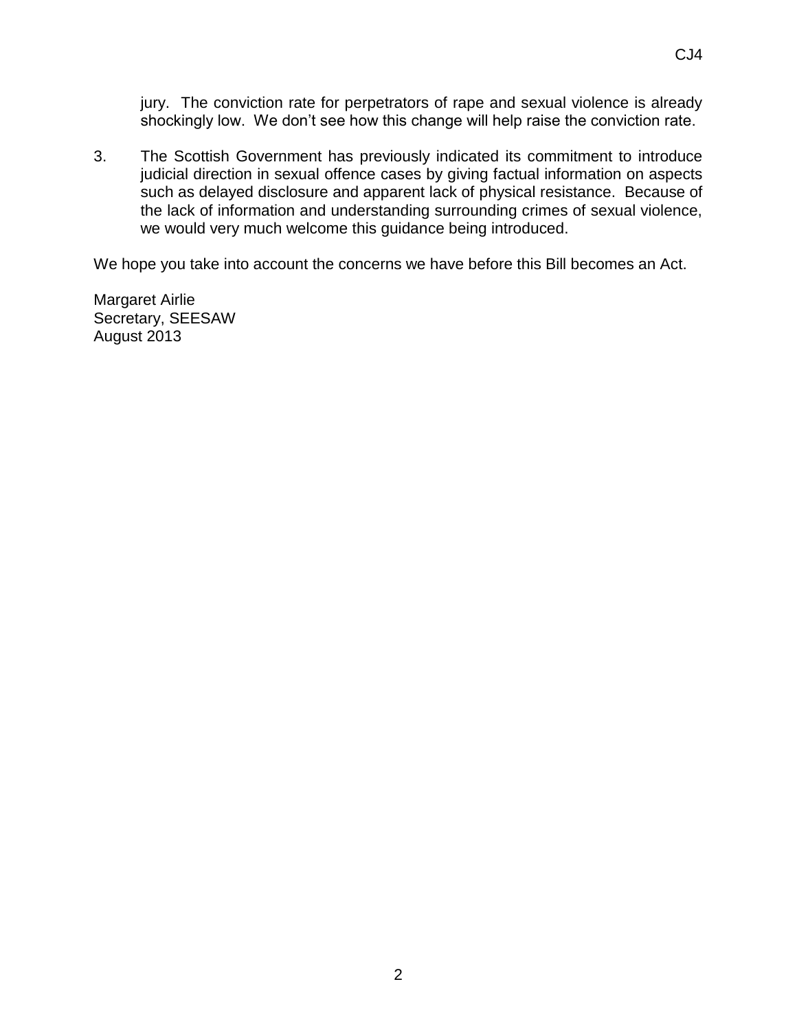jury. The conviction rate for perpetrators of rape and sexual violence is already shockingly low. We don't see how this change will help raise the conviction rate.

3. The Scottish Government has previously indicated its commitment to introduce judicial direction in sexual offence cases by giving factual information on aspects such as delayed disclosure and apparent lack of physical resistance. Because of the lack of information and understanding surrounding crimes of sexual violence, we would very much welcome this guidance being introduced.

We hope you take into account the concerns we have before this Bill becomes an Act.

Margaret Airlie  
Secretary, SEESAW  
August 2013